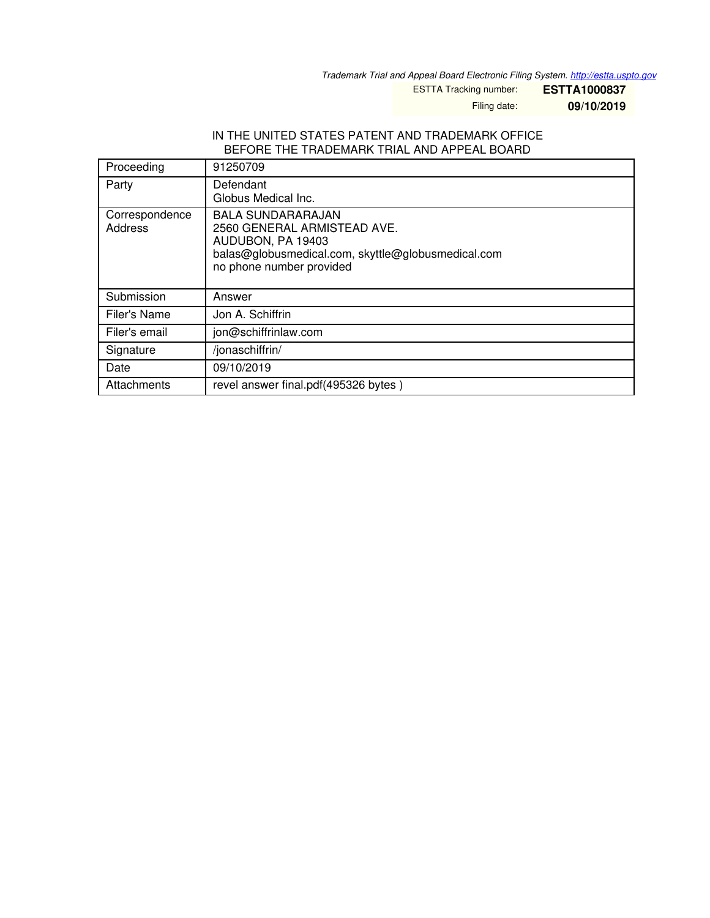*Trademark Trial and Appeal Board Electronic Filing System. http://estta.uspto.gov*

ESTTA Tracking number: **ESTTA1000837**

Filing date: **09/10/2019**

IN THE UNITED STATES PATENT AND TRADEMARK OFFICE
BEFORE THE TRADEMARK TRIAL AND APPEAL BOARD

| Proceeding | 91250709 |
|---|---|
| Party | Defendant<br>Globus Medical Inc. |
| Correspondence Address | BALA SUNDARARAJAN<br>2560 GENERAL ARMISTEAD AVE.<br>AUDUBON, PA 19403<br>balas@globusmedical.com, skyttle@globusmedical.com<br>no phone number provided |
| Submission | Answer |
| Filer's Name | Jon A. Schiffrin |
| Filer's email | jon@schiffrinlaw.com |
| Signature | /jonaschiffrin/ |
| Date | 09/10/2019 |
| Attachments | revel answer final.pdf(495326 bytes ) |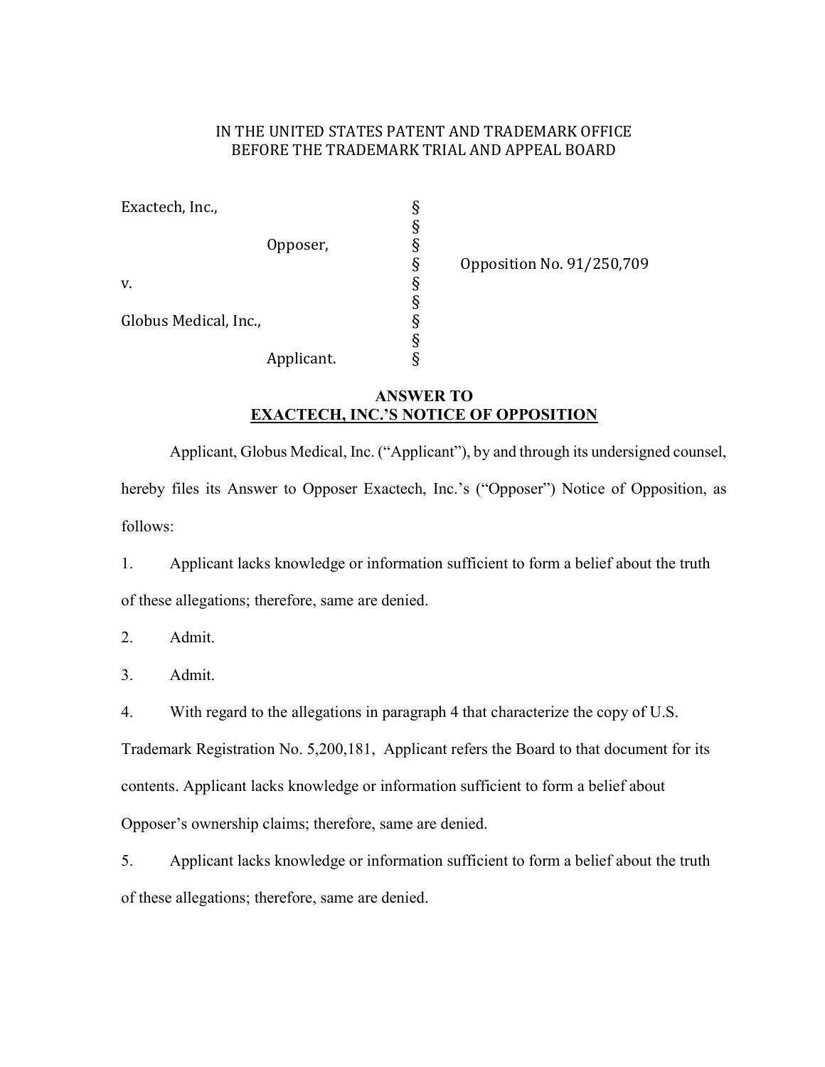IN THE UNITED STATES PATENT AND TRADEMARK OFFICE
BEFORE THE TRADEMARK TRIAL AND APPEAL BOARD

| | | |
|---|---|---|
| Exactech, Inc., | § | |
| | § | |
| Opposer, | § | |
| | § | Opposition No. 91/250,709 |
| v. | § | |
| | § | |
| Globus Medical, Inc., | § | |
| | § | |
| Applicant. | § | |

**ANSWER TO**
**EXACTECH, INC.'S NOTICE OF OPPOSITION**

Applicant, Globus Medical, Inc. ("Applicant"), by and through its undersigned counsel, hereby files its Answer to Opposer Exactech, Inc.'s ("Opposer") Notice of Opposition, as follows:

1. Applicant lacks knowledge or information sufficient to form a belief about the truth of these allegations; therefore, same are denied.

2. Admit.

3. Admit.

4. With regard to the allegations in paragraph 4 that characterize the copy of U.S. Trademark Registration No. 5,200,181, Applicant refers the Board to that document for its contents. Applicant lacks knowledge or information sufficient to form a belief about Opposer's ownership claims; therefore, same are denied.

5. Applicant lacks knowledge or information sufficient to form a belief about the truth of these allegations; therefore, same are denied.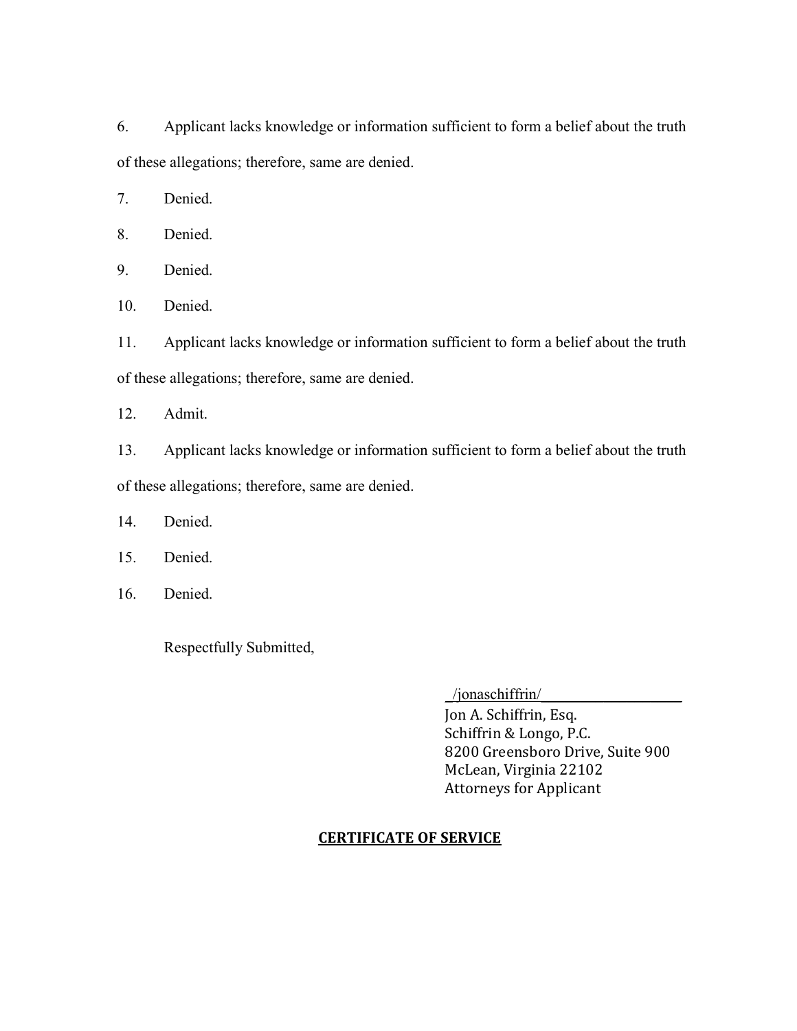6. Applicant lacks knowledge or information sufficient to form a belief about the truth of these allegations; therefore, same are denied.

7. Denied.

8. Denied.

9. Denied.

10. Denied.

11. Applicant lacks knowledge or information sufficient to form a belief about the truth of these allegations; therefore, same are denied.

12. Admit.

13. Applicant lacks knowledge or information sufficient to form a belief about the truth of these allegations; therefore, same are denied.

14. Denied.

15. Denied.

16. Denied.

Respectfully Submitted,

_/jonaschiffrin/____________________
Jon A. Schiffrin, Esq.
Schiffrin & Longo, P.C.
8200 Greensboro Drive, Suite 900
McLean, Virginia 22102
Attorneys for Applicant

**CERTIFICATE OF SERVICE**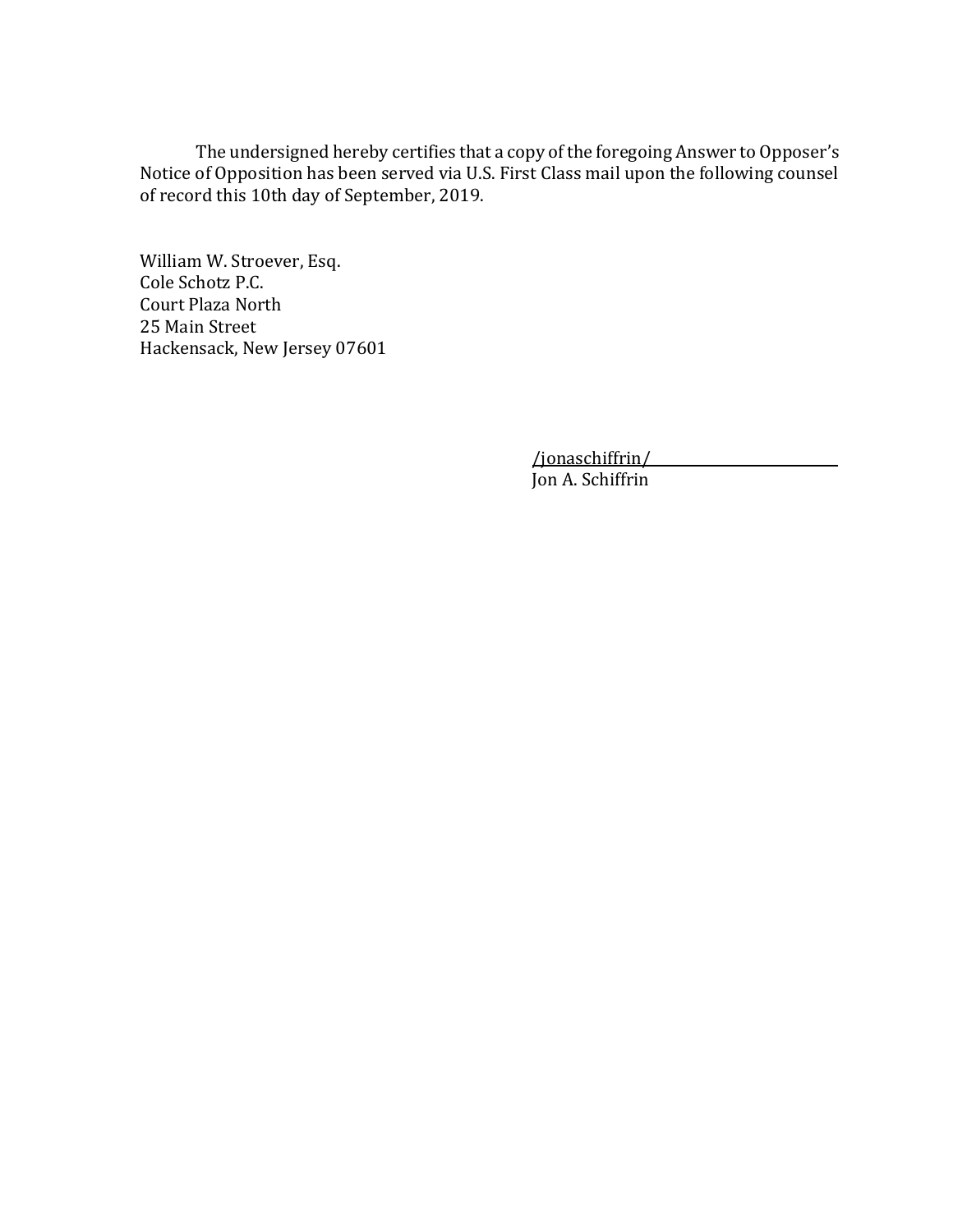The undersigned hereby certifies that a copy of the foregoing Answer to Opposer's Notice of Opposition has been served via U.S. First Class mail upon the following counsel of record this 10th day of September, 2019.

William W. Stroever, Esq.
Cole Schotz P.C.
Court Plaza North
25 Main Street
Hackensack, New Jersey 07601

/jonaschiffrin/
Jon A. Schiffrin